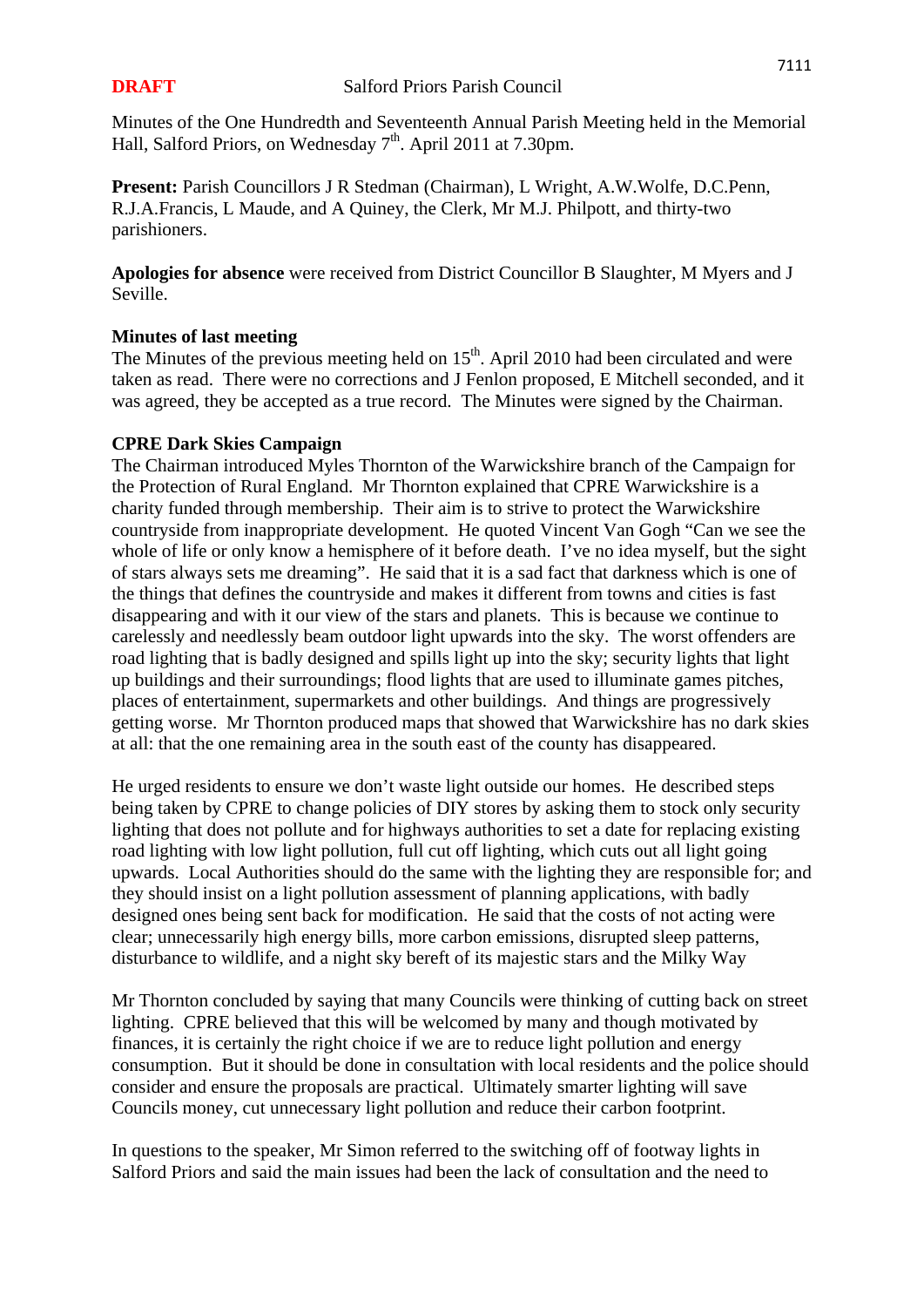**DRAFT** Salford Priors Parish Council

Minutes of the One Hundredth and Seventeenth Annual Parish Meeting held in the Memorial Hall, Salford Priors, on Wednesday 7th. April 2011 at 7.30pm.

**Present:** Parish Councillors J R Stedman (Chairman), L Wright, A.W.Wolfe, D.C.Penn, R.J.A.Francis, L Maude, and A Quiney, the Clerk, Mr M.J. Philpott, and thirty-two parishioners.

**Apologies for absence** were received from District Councillor B Slaughter, M Myers and J Seville.

**Minutes of last meeting**

The Minutes of the previous meeting held on 15th. April 2010 had been circulated and were taken as read. There were no corrections and J Fenlon proposed, E Mitchell seconded, and it was agreed, they be accepted as a true record. The Minutes were signed by the Chairman.

**CPRE Dark Skies Campaign**

The Chairman introduced Myles Thornton of the Warwickshire branch of the Campaign for the Protection of Rural England. Mr Thornton explained that CPRE Warwickshire is a charity funded through membership. Their aim is to strive to protect the Warwickshire countryside from inappropriate development. He quoted Vincent Van Gogh "Can we see the whole of life or only know a hemisphere of it before death. I've no idea myself, but the sight of stars always sets me dreaming". He said that it is a sad fact that darkness which is one of the things that defines the countryside and makes it different from towns and cities is fast disappearing and with it our view of the stars and planets. This is because we continue to carelessly and needlessly beam outdoor light upwards into the sky. The worst offenders are road lighting that is badly designed and spills light up into the sky; security lights that light up buildings and their surroundings; flood lights that are used to illuminate games pitches, places of entertainment, supermarkets and other buildings. And things are progressively getting worse. Mr Thornton produced maps that showed that Warwickshire has no dark skies at all: that the one remaining area in the south east of the county has disappeared.

He urged residents to ensure we don't waste light outside our homes. He described steps being taken by CPRE to change policies of DIY stores by asking them to stock only security lighting that does not pollute and for highways authorities to set a date for replacing existing road lighting with low light pollution, full cut off lighting, which cuts out all light going upwards. Local Authorities should do the same with the lighting they are responsible for; and they should insist on a light pollution assessment of planning applications, with badly designed ones being sent back for modification. He said that the costs of not acting were clear; unnecessarily high energy bills, more carbon emissions, disrupted sleep patterns, disturbance to wildlife, and a night sky bereft of its majestic stars and the Milky Way

Mr Thornton concluded by saying that many Councils were thinking of cutting back on street lighting. CPRE believed that this will be welcomed by many and though motivated by finances, it is certainly the right choice if we are to reduce light pollution and energy consumption. But it should be done in consultation with local residents and the police should consider and ensure the proposals are practical. Ultimately smarter lighting will save Councils money, cut unnecessary light pollution and reduce their carbon footprint.

In questions to the speaker, Mr Simon referred to the switching off of footway lights in Salford Priors and said the main issues had been the lack of consultation and the need to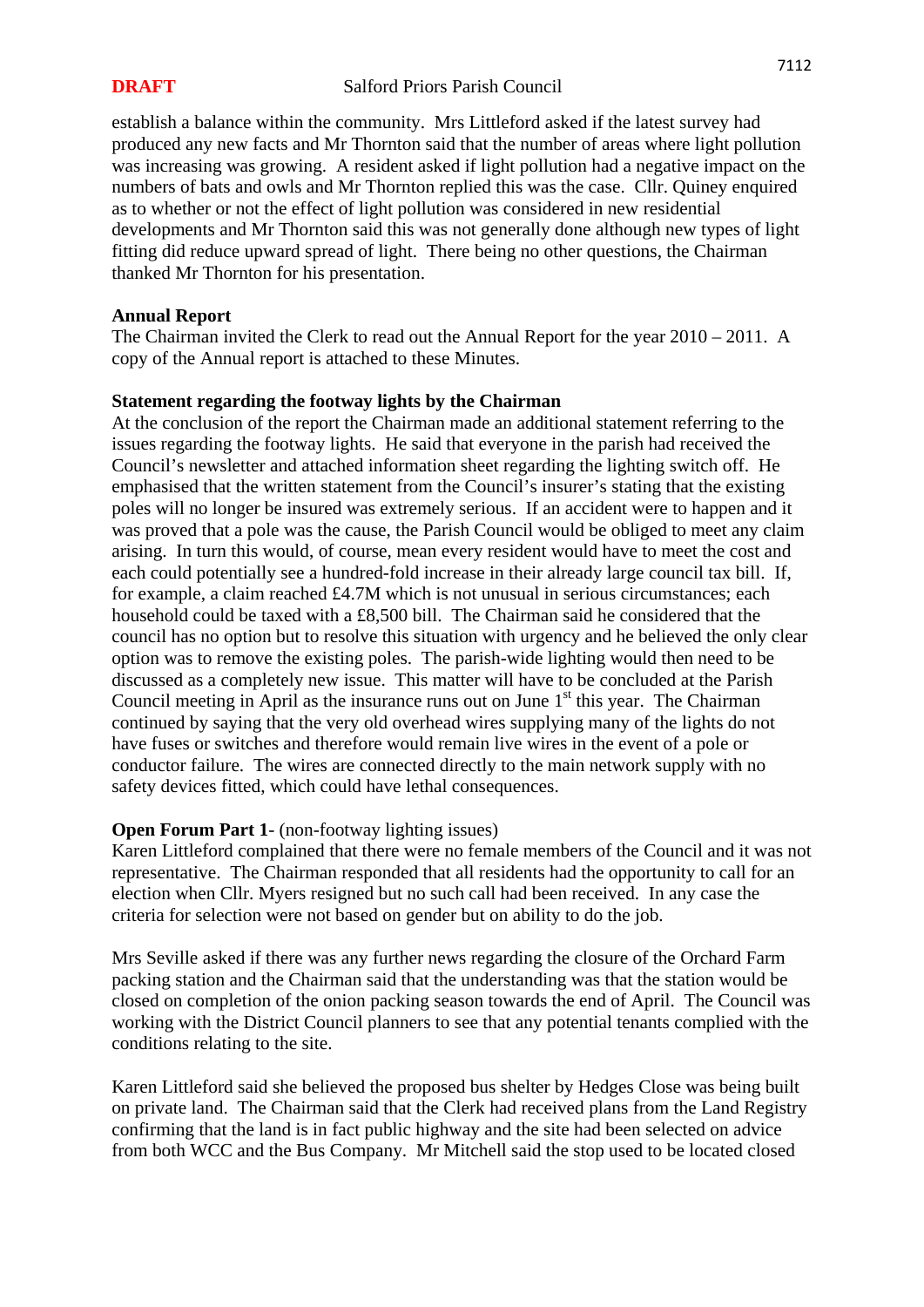establish a balance within the community. Mrs Littleford asked if the latest survey had produced any new facts and Mr Thornton said that the number of areas where light pollution was increasing was growing. A resident asked if light pollution had a negative impact on the numbers of bats and owls and Mr Thornton replied this was the case. Cllr. Quiney enquired as to whether or not the effect of light pollution was considered in new residential developments and Mr Thornton said this was not generally done although new types of light fitting did reduce upward spread of light. There being no other questions, the Chairman thanked Mr Thornton for his presentation.

**Annual Report**

The Chairman invited the Clerk to read out the Annual Report for the year 2010 – 2011. A copy of the Annual report is attached to these Minutes.

**Statement regarding the footway lights by the Chairman**

At the conclusion of the report the Chairman made an additional statement referring to the issues regarding the footway lights. He said that everyone in the parish had received the Council's newsletter and attached information sheet regarding the lighting switch off. He emphasised that the written statement from the Council's insurer's stating that the existing poles will no longer be insured was extremely serious. If an accident were to happen and it was proved that a pole was the cause, the Parish Council would be obliged to meet any claim arising. In turn this would, of course, mean every resident would have to meet the cost and each could potentially see a hundred-fold increase in their already large council tax bill. If, for example, a claim reached £4.7M which is not unusual in serious circumstances; each household could be taxed with a £8,500 bill. The Chairman said he considered that the council has no option but to resolve this situation with urgency and he believed the only clear option was to remove the existing poles. The parish-wide lighting would then need to be discussed as a completely new issue. This matter will have to be concluded at the Parish Council meeting in April as the insurance runs out on June 1st this year. The Chairman continued by saying that the very old overhead wires supplying many of the lights do not have fuses or switches and therefore would remain live wires in the event of a pole or conductor failure. The wires are connected directly to the main network supply with no safety devices fitted, which could have lethal consequences.

**Open Forum Part 1**- (non-footway lighting issues)

Karen Littleford complained that there were no female members of the Council and it was not representative. The Chairman responded that all residents had the opportunity to call for an election when Cllr. Myers resigned but no such call had been received. In any case the criteria for selection were not based on gender but on ability to do the job.

Mrs Seville asked if there was any further news regarding the closure of the Orchard Farm packing station and the Chairman said that the understanding was that the station would be closed on completion of the onion packing season towards the end of April. The Council was working with the District Council planners to see that any potential tenants complied with the conditions relating to the site.

Karen Littleford said she believed the proposed bus shelter by Hedges Close was being built on private land. The Chairman said that the Clerk had received plans from the Land Registry confirming that the land is in fact public highway and the site had been selected on advice from both WCC and the Bus Company. Mr Mitchell said the stop used to be located closed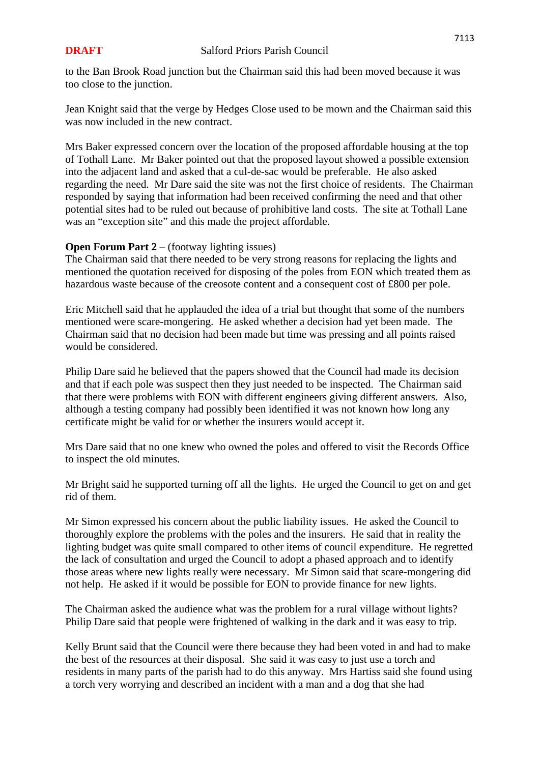to the Ban Brook Road junction but the Chairman said this had been moved because it was too close to the junction.

Jean Knight said that the verge by Hedges Close used to be mown and the Chairman said this was now included in the new contract.

Mrs Baker expressed concern over the location of the proposed affordable housing at the top of Tothall Lane. Mr Baker pointed out that the proposed layout showed a possible extension into the adjacent land and asked that a cul-de-sac would be preferable. He also asked regarding the need. Mr Dare said the site was not the first choice of residents. The Chairman responded by saying that information had been received confirming the need and that other potential sites had to be ruled out because of prohibitive land costs. The site at Tothall Lane was an "exception site" and this made the project affordable.

**Open Forum Part 2** – (footway lighting issues)
The Chairman said that there needed to be very strong reasons for replacing the lights and mentioned the quotation received for disposing of the poles from EON which treated them as hazardous waste because of the creosote content and a consequent cost of £800 per pole.

Eric Mitchell said that he applauded the idea of a trial but thought that some of the numbers mentioned were scare-mongering. He asked whether a decision had yet been made. The Chairman said that no decision had been made but time was pressing and all points raised would be considered.

Philip Dare said he believed that the papers showed that the Council had made its decision and that if each pole was suspect then they just needed to be inspected. The Chairman said that there were problems with EON with different engineers giving different answers. Also, although a testing company had possibly been identified it was not known how long any certificate might be valid for or whether the insurers would accept it.

Mrs Dare said that no one knew who owned the poles and offered to visit the Records Office to inspect the old minutes.

Mr Bright said he supported turning off all the lights. He urged the Council to get on and get rid of them.

Mr Simon expressed his concern about the public liability issues. He asked the Council to thoroughly explore the problems with the poles and the insurers. He said that in reality the lighting budget was quite small compared to other items of council expenditure. He regretted the lack of consultation and urged the Council to adopt a phased approach and to identify those areas where new lights really were necessary. Mr Simon said that scare-mongering did not help. He asked if it would be possible for EON to provide finance for new lights.

The Chairman asked the audience what was the problem for a rural village without lights? Philip Dare said that people were frightened of walking in the dark and it was easy to trip.

Kelly Brunt said that the Council were there because they had been voted in and had to make the best of the resources at their disposal. She said it was easy to just use a torch and residents in many parts of the parish had to do this anyway. Mrs Hartiss said she found using a torch very worrying and described an incident with a man and a dog that she had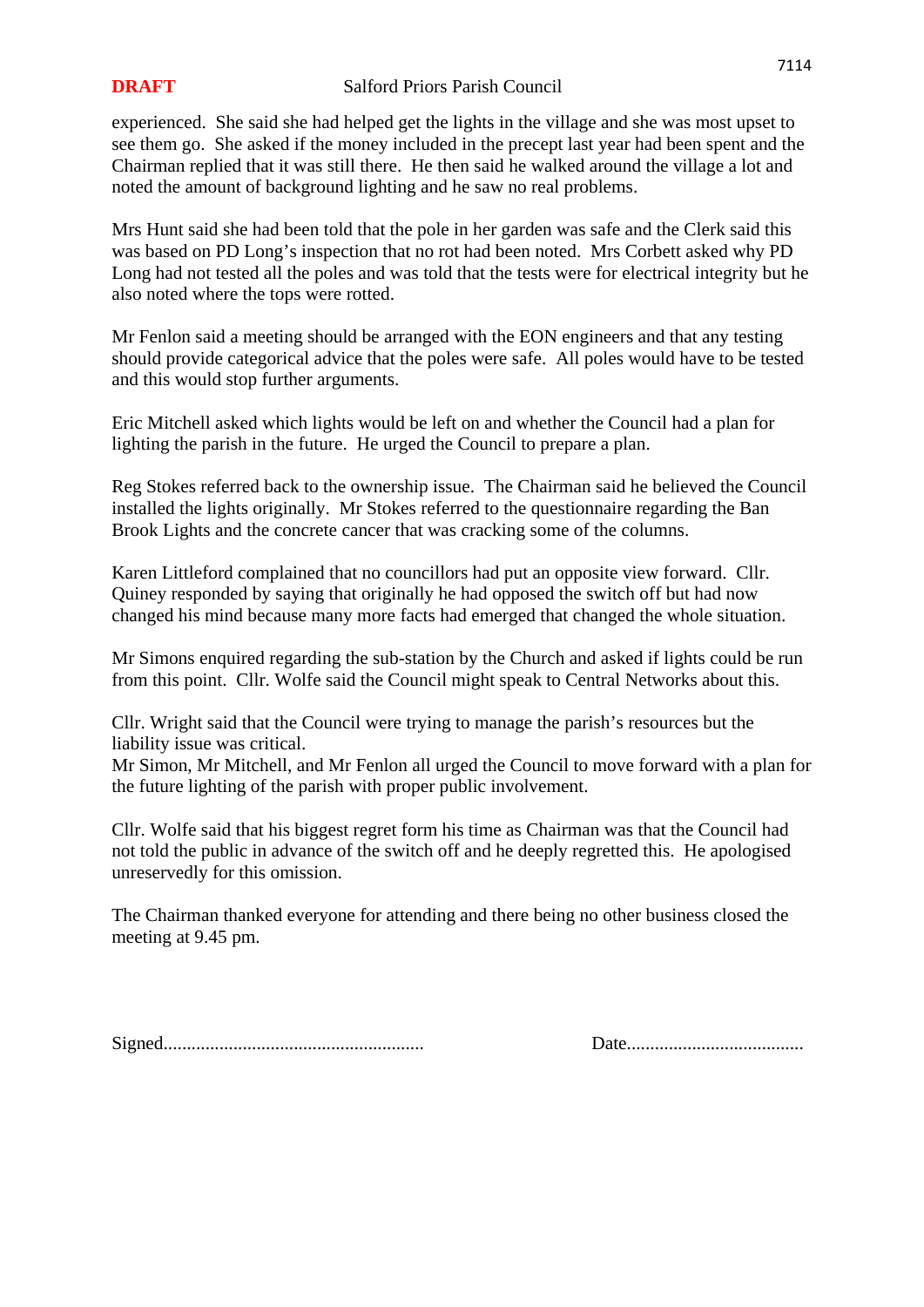experienced. She said she had helped get the lights in the village and she was most upset to see them go. She asked if the money included in the precept last year had been spent and the Chairman replied that it was still there. He then said he walked around the village a lot and noted the amount of background lighting and he saw no real problems.

Mrs Hunt said she had been told that the pole in her garden was safe and the Clerk said this was based on PD Long's inspection that no rot had been noted. Mrs Corbett asked why PD Long had not tested all the poles and was told that the tests were for electrical integrity but he also noted where the tops were rotted.

Mr Fenlon said a meeting should be arranged with the EON engineers and that any testing should provide categorical advice that the poles were safe. All poles would have to be tested and this would stop further arguments.

Eric Mitchell asked which lights would be left on and whether the Council had a plan for lighting the parish in the future. He urged the Council to prepare a plan.

Reg Stokes referred back to the ownership issue. The Chairman said he believed the Council installed the lights originally. Mr Stokes referred to the questionnaire regarding the Ban Brook Lights and the concrete cancer that was cracking some of the columns.

Karen Littleford complained that no councillors had put an opposite view forward. Cllr. Quiney responded by saying that originally he had opposed the switch off but had now changed his mind because many more facts had emerged that changed the whole situation.

Mr Simons enquired regarding the sub-station by the Church and asked if lights could be run from this point. Cllr. Wolfe said the Council might speak to Central Networks about this.

Cllr. Wright said that the Council were trying to manage the parish's resources but the liability issue was critical.
Mr Simon, Mr Mitchell, and Mr Fenlon all urged the Council to move forward with a plan for the future lighting of the parish with proper public involvement.

Cllr. Wolfe said that his biggest regret form his time as Chairman was that the Council had not told the public in advance of the switch off and he deeply regretted this. He apologised unreservedly for this omission.

The Chairman thanked everyone for attending and there being no other business closed the meeting at 9.45 pm.

Signed........................................................ Date......................................